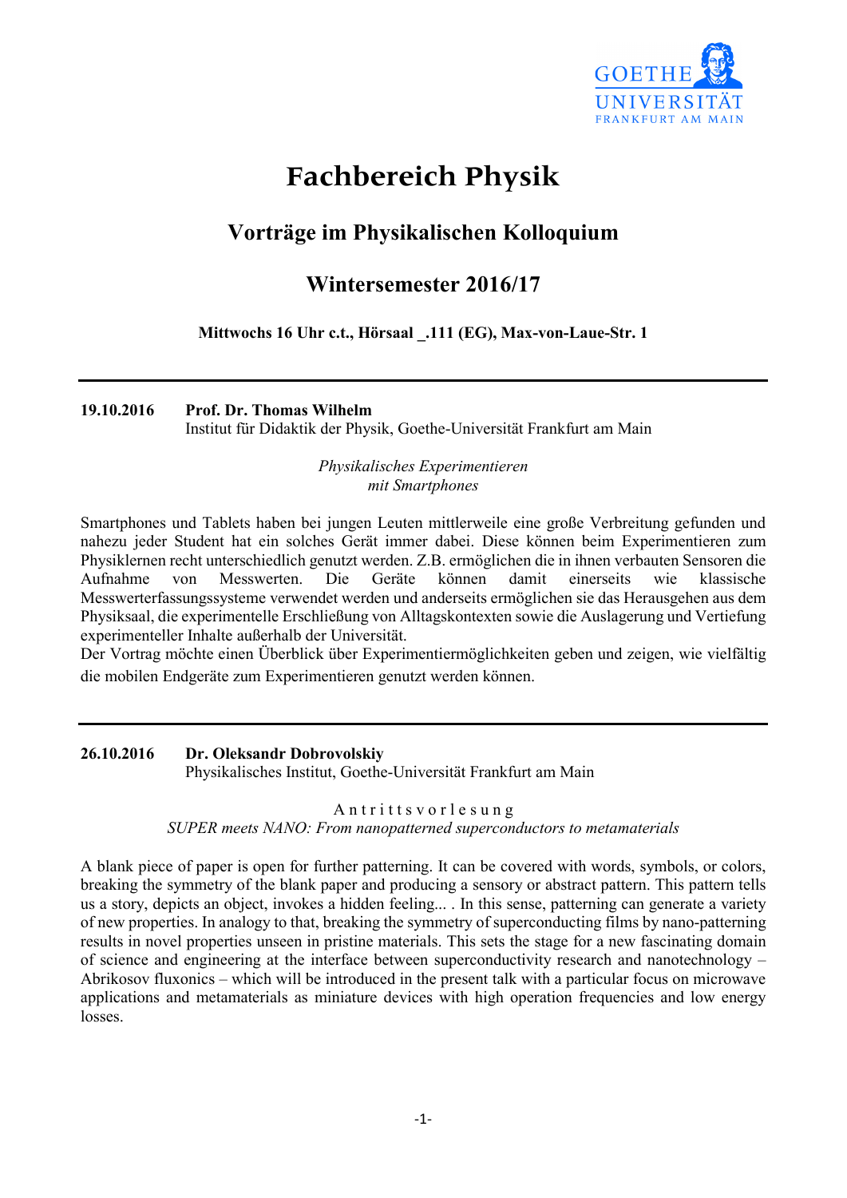GOETHE UNIVERSITÄT FRANKFURT AM MAIN

# Fachbereich Physik

## Vorträge im Physikalischen Kolloquium

## Wintersemester 2016/17

**Mittwochs 16 Uhr c.t., Hörsaal _.111 (EG), Max-von-Laue-Str. 1**

---

**19.10.2016 Prof. Dr. Thomas Wilhelm**
Institut für Didaktik der Physik, Goethe-Universität Frankfurt am Main

*Physikalisches Experimentieren*
*mit Smartphones*

Smartphones und Tablets haben bei jungen Leuten mittlerweile eine große Verbreitung gefunden und nahezu jeder Student hat ein solches Gerät immer dabei. Diese können beim Experimentieren zum Physiklernen recht unterschiedlich genutzt werden. Z.B. ermöglichen die in ihnen verbauten Sensoren die Aufnahme von Messwerten. Die Geräte können damit einerseits wie klassische Messwerterfassungssysteme verwendet werden und anderseits ermöglichen sie das Herausgehen aus dem Physiksaal, die experimentelle Erschließung von Alltagskontexten sowie die Auslagerung und Vertiefung experimenteller Inhalte außerhalb der Universität.
Der Vortrag möchte einen Überblick über Experimentiermöglichkeiten geben und zeigen, wie vielfältig die mobilen Endgeräte zum Experimentieren genutzt werden können.

---

**26.10.2016 Dr. Oleksandr Dobrovolskiy**
Physikalisches Institut, Goethe-Universität Frankfurt am Main

A n t r i t t s v o r l e s u n g
*SUPER meets NANO: From nanopatterned superconductors to metamaterials*

A blank piece of paper is open for further patterning. It can be covered with words, symbols, or colors, breaking the symmetry of the blank paper and producing a sensory or abstract pattern. This pattern tells us a story, depicts an object, invokes a hidden feeling... . In this sense, patterning can generate a variety of new properties. In analogy to that, breaking the symmetry of superconducting films by nano-patterning results in novel properties unseen in pristine materials. This sets the stage for a new fascinating domain of science and engineering at the interface between superconductivity research and nanotechnology – Abrikosov fluxonics – which will be introduced in the present talk with a particular focus on microwave applications and metamaterials as miniature devices with high operation frequencies and low energy losses.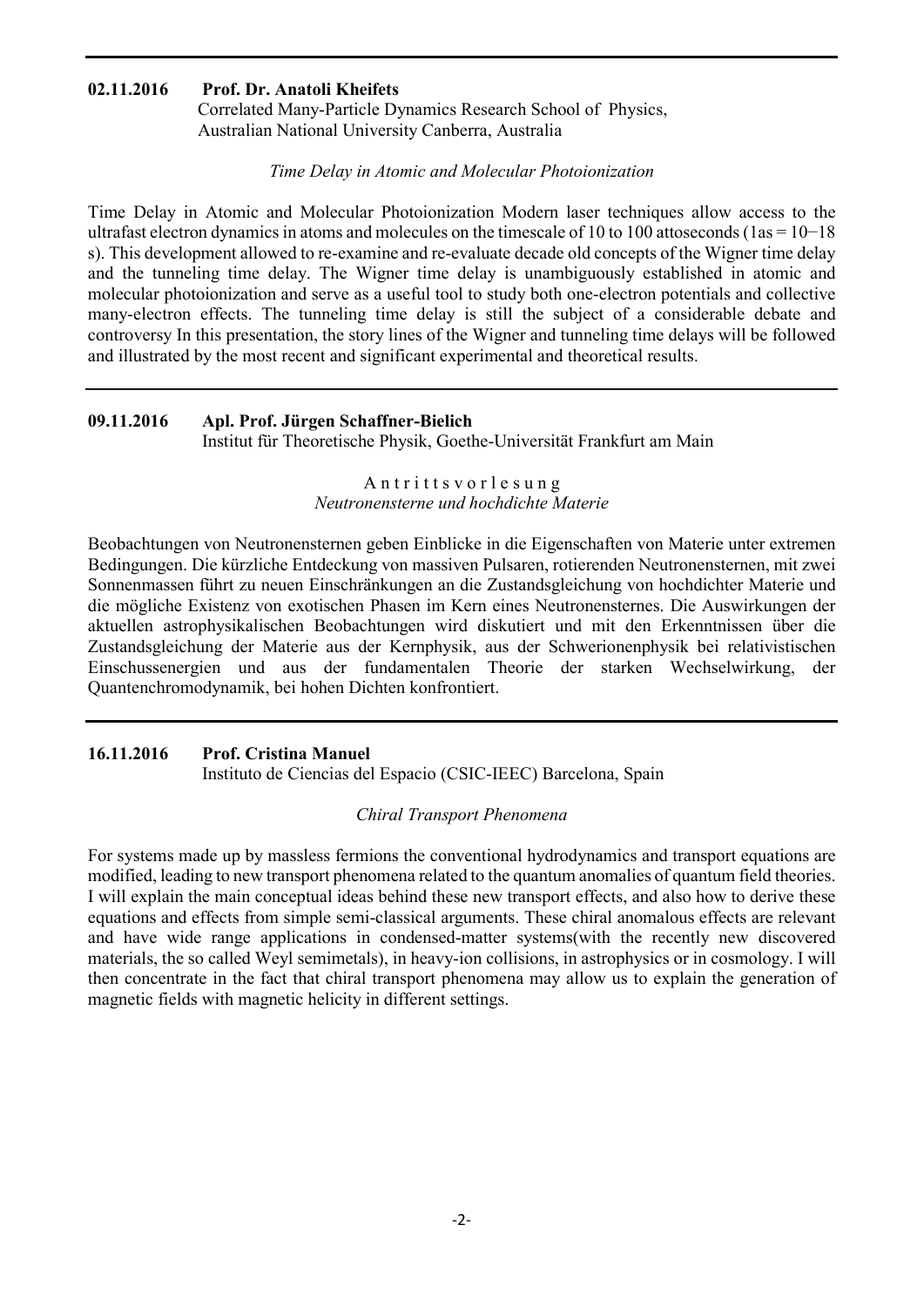---

**02.11.2016 Prof. Dr. Anatoli Kheifets**
Correlated Many-Particle Dynamics Research School of Physics,
Australian National University Canberra, Australia

*Time Delay in Atomic and Molecular Photoionization*

Time Delay in Atomic and Molecular Photoionization Modern laser techniques allow access to the ultrafast electron dynamics in atoms and molecules on the timescale of 10 to 100 attoseconds (1as = $10^{-18}$ s). This development allowed to re-examine and re-evaluate decade old concepts of the Wigner time delay and the tunneling time delay. The Wigner time delay is unambiguously established in atomic and molecular photoionization and serve as a useful tool to study both one-electron potentials and collective many-electron effects. The tunneling time delay is still the subject of a considerable debate and controversy In this presentation, the story lines of the Wigner and tunneling time delays will be followed and illustrated by the most recent and significant experimental and theoretical results.

---

**09.11.2016 Apl. Prof. Jürgen Schaffner-Bielich**
Institut für Theoretische Physik, Goethe-Universität Frankfurt am Main

A n t r i t t s v o r l e s u n g
*Neutronensterne und hochdichte Materie*

Beobachtungen von Neutronensternen geben Einblicke in die Eigenschaften von Materie unter extremen Bedingungen. Die kürzliche Entdeckung von massiven Pulsaren, rotierenden Neutronensternen, mit zwei Sonnenmassen führt zu neuen Einschränkungen an die Zustandsgleichung von hochdichter Materie und die mögliche Existenz von exotischen Phasen im Kern eines Neutronensternes. Die Auswirkungen der aktuellen astrophysikalischen Beobachtungen wird diskutiert und mit den Erkenntnissen über die Zustandsgleichung der Materie aus der Kernphysik, aus der Schwerionenphysik bei relativistischen Einschussenergien und aus der fundamentalen Theorie der starken Wechselwirkung, der Quantenchromodynamik, bei hohen Dichten konfrontiert.

---

**16.11.2016 Prof. Cristina Manuel**
Instituto de Ciencias del Espacio (CSIC-IEEC) Barcelona, Spain

*Chiral Transport Phenomena*

For systems made up by massless fermions the conventional hydrodynamics and transport equations are modified, leading to new transport phenomena related to the quantum anomalies of quantum field theories. I will explain the main conceptual ideas behind these new transport effects, and also how to derive these equations and effects from simple semi-classical arguments. These chiral anomalous effects are relevant and have wide range applications in condensed-matter systems(with the recently new discovered materials, the so called Weyl semimetals), in heavy-ion collisions, in astrophysics or in cosmology. I will then concentrate in the fact that chiral transport phenomena may allow us to explain the generation of magnetic fields with magnetic helicity in different settings.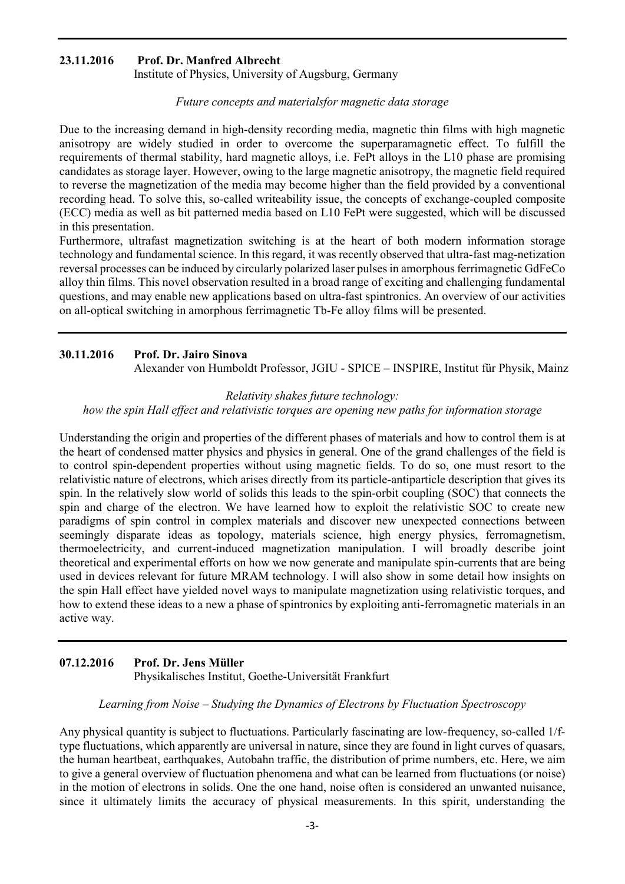---

**23.11.2016 Prof. Dr. Manfred Albrecht**
Institute of Physics, University of Augsburg, Germany

*Future concepts and materialsfor magnetic data storage*

Due to the increasing demand in high-density recording media, magnetic thin films with high magnetic anisotropy are widely studied in order to overcome the superparamagnetic effect. To fulfill the requirements of thermal stability, hard magnetic alloys, i.e. FePt alloys in the L10 phase are promising candidates as storage layer. However, owing to the large magnetic anisotropy, the magnetic field required to reverse the magnetization of the media may become higher than the field provided by a conventional recording head. To solve this, so-called writeability issue, the concepts of exchange-coupled composite (ECC) media as well as bit patterned media based on L10 FePt were suggested, which will be discussed in this presentation.
Furthermore, ultrafast magnetization switching is at the heart of both modern information storage technology and fundamental science. In this regard, it was recently observed that ultra-fast mag-netization reversal processes can be induced by circularly polarized laser pulses in amorphous ferrimagnetic GdFeCo alloy thin films. This novel observation resulted in a broad range of exciting and challenging fundamental questions, and may enable new applications based on ultra-fast spintronics. An overview of our activities on all-optical switching in amorphous ferrimagnetic Tb-Fe alloy films will be presented.

---

**30.11.2016 Prof. Dr. Jairo Sinova**
Alexander von Humboldt Professor, JGIU - SPICE – INSPIRE, Institut für Physik, Mainz

*Relativity shakes future technology:*
*how the spin Hall effect and relativistic torques are opening new paths for information storage*

Understanding the origin and properties of the different phases of materials and how to control them is at the heart of condensed matter physics and physics in general. One of the grand challenges of the field is to control spin-dependent properties without using magnetic fields. To do so, one must resort to the relativistic nature of electrons, which arises directly from its particle-antiparticle description that gives its spin. In the relatively slow world of solids this leads to the spin-orbit coupling (SOC) that connects the spin and charge of the electron. We have learned how to exploit the relativistic SOC to create new paradigms of spin control in complex materials and discover new unexpected connections between seemingly disparate ideas as topology, materials science, high energy physics, ferromagnetism, thermoelectricity, and current-induced magnetization manipulation. I will broadly describe joint theoretical and experimental efforts on how we now generate and manipulate spin-currents that are being used in devices relevant for future MRAM technology. I will also show in some detail how insights on the spin Hall effect have yielded novel ways to manipulate magnetization using relativistic torques, and how to extend these ideas to a new a phase of spintronics by exploiting anti-ferromagnetic materials in an active way.

---

**07.12.2016 Prof. Dr. Jens Müller**
Physikalisches Institut, Goethe-Universität Frankfurt

*Learning from Noise – Studying the Dynamics of Electrons by Fluctuation Spectroscopy*

Any physical quantity is subject to fluctuations. Particularly fascinating are low-frequency, so-called 1/f-type fluctuations, which apparently are universal in nature, since they are found in light curves of quasars, the human heartbeat, earthquakes, Autobahn traffic, the distribution of prime numbers, etc. Here, we aim to give a general overview of fluctuation phenomena and what can be learned from fluctuations (or noise) in the motion of electrons in solids. One the one hand, noise often is considered an unwanted nuisance, since it ultimately limits the accuracy of physical measurements. In this spirit, understanding the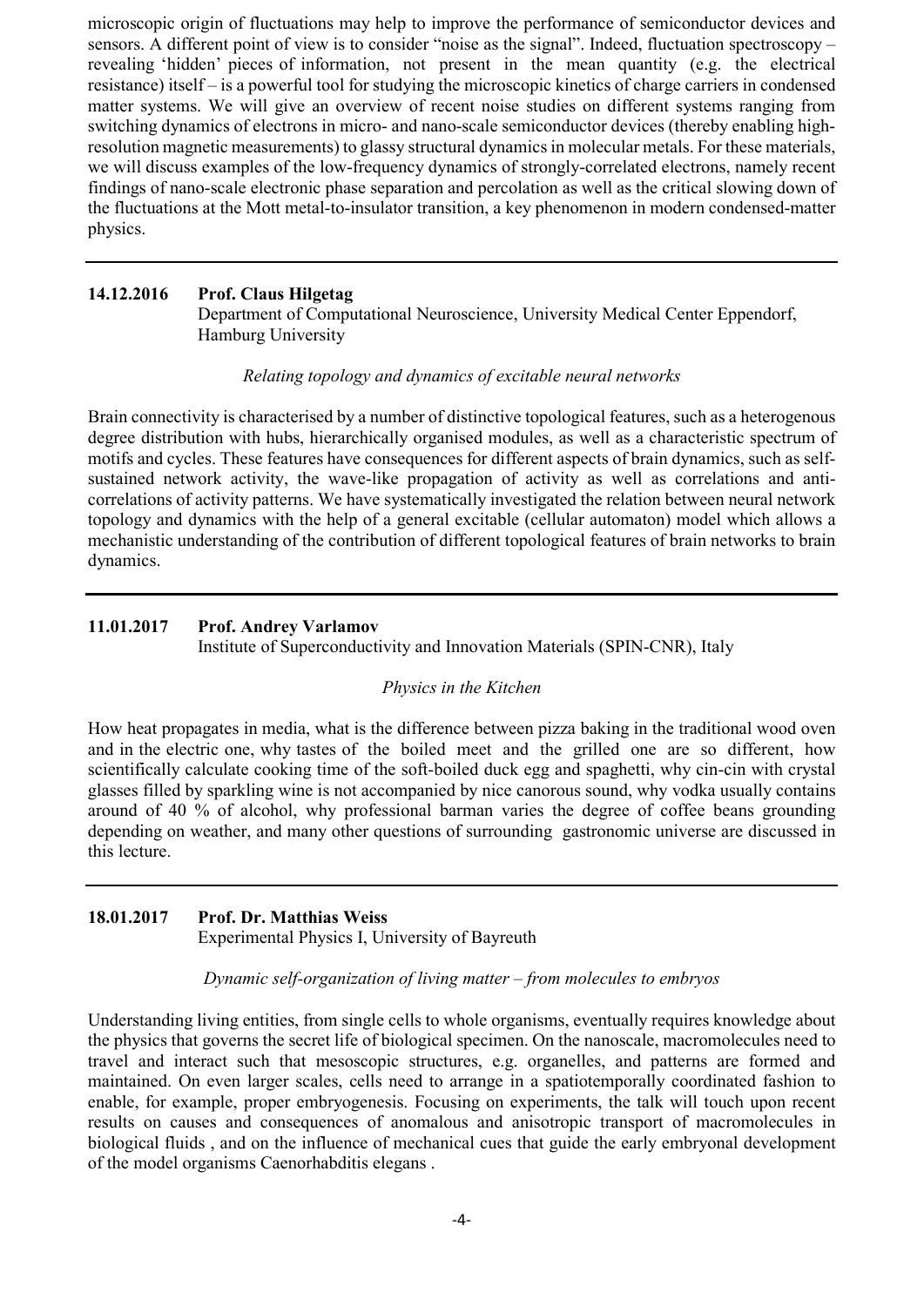microscopic origin of fluctuations may help to improve the performance of semiconductor devices and sensors. A different point of view is to consider "noise as the signal". Indeed, fluctuation spectroscopy – revealing 'hidden' pieces of information, not present in the mean quantity (e.g. the electrical resistance) itself – is a powerful tool for studying the microscopic kinetics of charge carriers in condensed matter systems. We will give an overview of recent noise studies on different systems ranging from switching dynamics of electrons in micro- and nano-scale semiconductor devices (thereby enabling high-resolution magnetic measurements) to glassy structural dynamics in molecular metals. For these materials, we will discuss examples of the low-frequency dynamics of strongly-correlated electrons, namely recent findings of nano-scale electronic phase separation and percolation as well as the critical slowing down of the fluctuations at the Mott metal-to-insulator transition, a key phenomenon in modern condensed-matter physics.

---

**14.12.2016 Prof. Claus Hilgetag**
Department of Computational Neuroscience, University Medical Center Eppendorf, Hamburg University

*Relating topology and dynamics of excitable neural networks*

Brain connectivity is characterised by a number of distinctive topological features, such as a heterogenous degree distribution with hubs, hierarchically organised modules, as well as a characteristic spectrum of motifs and cycles. These features have consequences for different aspects of brain dynamics, such as self-sustained network activity, the wave-like propagation of activity as well as correlations and anti-correlations of activity patterns. We have systematically investigated the relation between neural network topology and dynamics with the help of a general excitable (cellular automaton) model which allows a mechanistic understanding of the contribution of different topological features of brain networks to brain dynamics.

---

**11.01.2017 Prof. Andrey Varlamov**
Institute of Superconductivity and Innovation Materials (SPIN-CNR), Italy

*Physics in the Kitchen*

How heat propagates in media, what is the difference between pizza baking in the traditional wood oven and in the electric one, why tastes of the boiled meet and the grilled one are so different, how scientifically calculate cooking time of the soft-boiled duck egg and spaghetti, why cin-cin with crystal glasses filled by sparkling wine is not accompanied by nice canorous sound, why vodka usually contains around of 40 % of alcohol, why professional barman varies the degree of coffee beans grounding depending on weather, and many other questions of surrounding gastronomic universe are discussed in this lecture.

---

**18.01.2017 Prof. Dr. Matthias Weiss**
Experimental Physics I, University of Bayreuth

*Dynamic self-organization of living matter – from molecules to embryos*

Understanding living entities, from single cells to whole organisms, eventually requires knowledge about the physics that governs the secret life of biological specimen. On the nanoscale, macromolecules need to travel and interact such that mesoscopic structures, e.g. organelles, and patterns are formed and maintained. On even larger scales, cells need to arrange in a spatiotemporally coordinated fashion to enable, for example, proper embryogenesis. Focusing on experiments, the talk will touch upon recent results on causes and consequences of anomalous and anisotropic transport of macromolecules in biological fluids , and on the influence of mechanical cues that guide the early embryonal development of the model organisms Caenorhabditis elegans .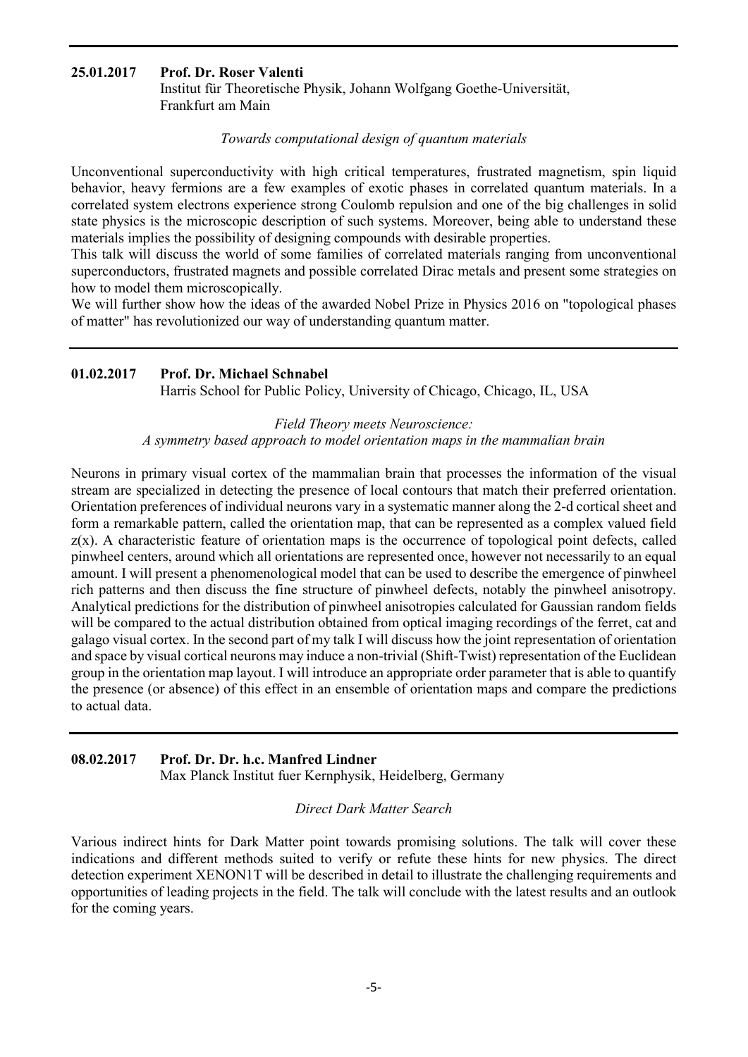---

**25.01.2017 Prof. Dr. Roser Valenti**
Institut für Theoretische Physik, Johann Wolfgang Goethe-Universität, Frankfurt am Main

*Towards computational design of quantum materials*

Unconventional superconductivity with high critical temperatures, frustrated magnetism, spin liquid behavior, heavy fermions are a few examples of exotic phases in correlated quantum materials. In a correlated system electrons experience strong Coulomb repulsion and one of the big challenges in solid state physics is the microscopic description of such systems. Moreover, being able to understand these materials implies the possibility of designing compounds with desirable properties.
This talk will discuss the world of some families of correlated materials ranging from unconventional superconductors, frustrated magnets and possible correlated Dirac metals and present some strategies on how to model them microscopically.
We will further show how the ideas of the awarded Nobel Prize in Physics 2016 on "topological phases of matter" has revolutionized our way of understanding quantum matter.

---

**01.02.2017 Prof. Dr. Michael Schnabel**
Harris School for Public Policy, University of Chicago, Chicago, IL, USA

*Field Theory meets Neuroscience:*
*A symmetry based approach to model orientation maps in the mammalian brain*

Neurons in primary visual cortex of the mammalian brain that processes the information of the visual stream are specialized in detecting the presence of local contours that match their preferred orientation. Orientation preferences of individual neurons vary in a systematic manner along the 2-d cortical sheet and form a remarkable pattern, called the orientation map, that can be represented as a complex valued field $z(x)$. A characteristic feature of orientation maps is the occurrence of topological point defects, called pinwheel centers, around which all orientations are represented once, however not necessarily to an equal amount. I will present a phenomenological model that can be used to describe the emergence of pinwheel rich patterns and then discuss the fine structure of pinwheel defects, notably the pinwheel anisotropy. Analytical predictions for the distribution of pinwheel anisotropies calculated for Gaussian random fields will be compared to the actual distribution obtained from optical imaging recordings of the ferret, cat and galago visual cortex. In the second part of my talk I will discuss how the joint representation of orientation and space by visual cortical neurons may induce a non-trivial (Shift-Twist) representation of the Euclidean group in the orientation map layout. I will introduce an appropriate order parameter that is able to quantify the presence (or absence) of this effect in an ensemble of orientation maps and compare the predictions to actual data.

---

**08.02.2017 Prof. Dr. Dr. h.c. Manfred Lindner**
Max Planck Institut fuer Kernphysik, Heidelberg, Germany

*Direct Dark Matter Search*

Various indirect hints for Dark Matter point towards promising solutions. The talk will cover these indications and different methods suited to verify or refute these hints for new physics. The direct detection experiment XENON1T will be described in detail to illustrate the challenging requirements and opportunities of leading projects in the field. The talk will conclude with the latest results and an outlook for the coming years.